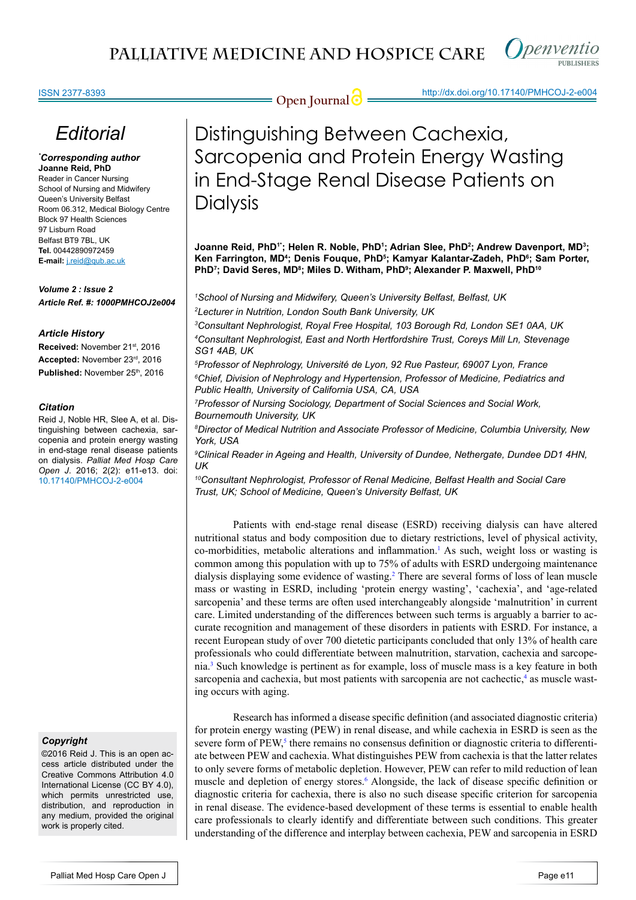# Editorial

**\*Corresponding author**
**Joanne Reid, PhD**
Reader in Cancer Nursing
School of Nursing and Midwifery
Queen's University Belfast
Room 06.312, Medical Biology Centre
Block 97 Health Sciences
97 Lisburn Road
Belfast BT9 7BL, UK
**Tel.** 00442890972459
**E-mail:** j.reid@qub.ac.uk

***Volume 2 : Issue 2***
***Article Ref. #: 1000PMHCOJ2e004***

### Article History

**Received:** November 21st, 2016
**Accepted:** November 23rd, 2016
**Published:** November 25th, 2016

### Citation

Reid J, Noble HR, Slee A, et al. Distinguishing between cachexia, sarcopenia and protein energy wasting in end-stage renal disease patients on dialysis. *Palliat Med Hosp Care Open J.* 2016; 2(2): e11-e13. doi: 10.17140/PMHCOJ-2-e004

### Copyright

©2016 Reid J. This is an open access article distributed under the Creative Commons Attribution 4.0 International License (CC BY 4.0), which permits unrestricted use, distribution, and reproduction in any medium, provided the original work is properly cited.

# Distinguishing Between Cachexia, Sarcopenia and Protein Energy Wasting in End-Stage Renal Disease Patients on Dialysis

**Joanne Reid, PhD[1*]; Helen R. Noble, PhD[1]; Adrian Slee, PhD[2]; Andrew Davenport, MD[3]; Ken Farrington, MD[4]; Denis Fouque, PhD[5]; Kamyar Kalantar-Zadeh, PhD[6]; Sam Porter, PhD[7]; David Seres, MD[8]; Miles D. Witham, PhD[9]; Alexander P. Maxwell, PhD[10]**

*[1]School of Nursing and Midwifery, Queen's University Belfast, Belfast, UK*
*[2]Lecturer in Nutrition, London South Bank University, UK*
*[3]Consultant Nephrologist, Royal Free Hospital, 103 Borough Rd, London SE1 0AA, UK*
*[4]Consultant Nephrologist, East and North Hertfordshire Trust, Coreys Mill Ln, Stevenage SG1 4AB, UK*
*[5]Professor of Nephrology, Université de Lyon, 92 Rue Pasteur, 69007 Lyon, France*
*[6]Chief, Division of Nephrology and Hypertension, Professor of Medicine, Pediatrics and Public Health, University of California USA, CA, USA*
*[7]Professor of Nursing Sociology, Department of Social Sciences and Social Work, Bournemouth University, UK*
*[8]Director of Medical Nutrition and Associate Professor of Medicine, Columbia University, New York, USA*
*[9]Clinical Reader in Ageing and Health, University of Dundee, Nethergate, Dundee DD1 4HN, UK*
*[10]Consultant Nephrologist, Professor of Renal Medicine, Belfast Health and Social Care Trust, UK; School of Medicine, Queen's University Belfast, UK*

Patients with end-stage renal disease (ESRD) receiving dialysis can have altered nutritional status and body composition due to dietary restrictions, level of physical activity, co-morbidities, metabolic alterations and inflammation.[1] As such, weight loss or wasting is common among this population with up to 75% of adults with ESRD undergoing maintenance dialysis displaying some evidence of wasting.[2] There are several forms of loss of lean muscle mass or wasting in ESRD, including 'protein energy wasting', 'cachexia', and 'age-related sarcopenia' and these terms are often used interchangeably alongside 'malnutrition' in current care. Limited understanding of the differences between such terms is arguably a barrier to accurate recognition and management of these disorders in patients with ESRD. For instance, a recent European study of over 700 dietetic participants concluded that only 13% of health care professionals who could differentiate between malnutrition, starvation, cachexia and sarcopenia.[3] Such knowledge is pertinent as for example, loss of muscle mass is a key feature in both sarcopenia and cachexia, but most patients with sarcopenia are not cachectic,[4] as muscle wasting occurs with aging.

Research has informed a disease specific definition (and associated diagnostic criteria) for protein energy wasting (PEW) in renal disease, and while cachexia in ESRD is seen as the severe form of PEW,[5] there remains no consensus definition or diagnostic criteria to differentiate between PEW and cachexia. What distinguishes PEW from cachexia is that the latter relates to only severe forms of metabolic depletion. However, PEW can refer to mild reduction of lean muscle and depletion of energy stores.[6] Alongside, the lack of disease specific definition or diagnostic criteria for cachexia, there is also no such disease specific criterion for sarcopenia in renal disease. The evidence-based development of these terms is essential to enable health care professionals to clearly identify and differentiate between such conditions. This greater understanding of the difference and interplay between cachexia, PEW and sarcopenia in ESRD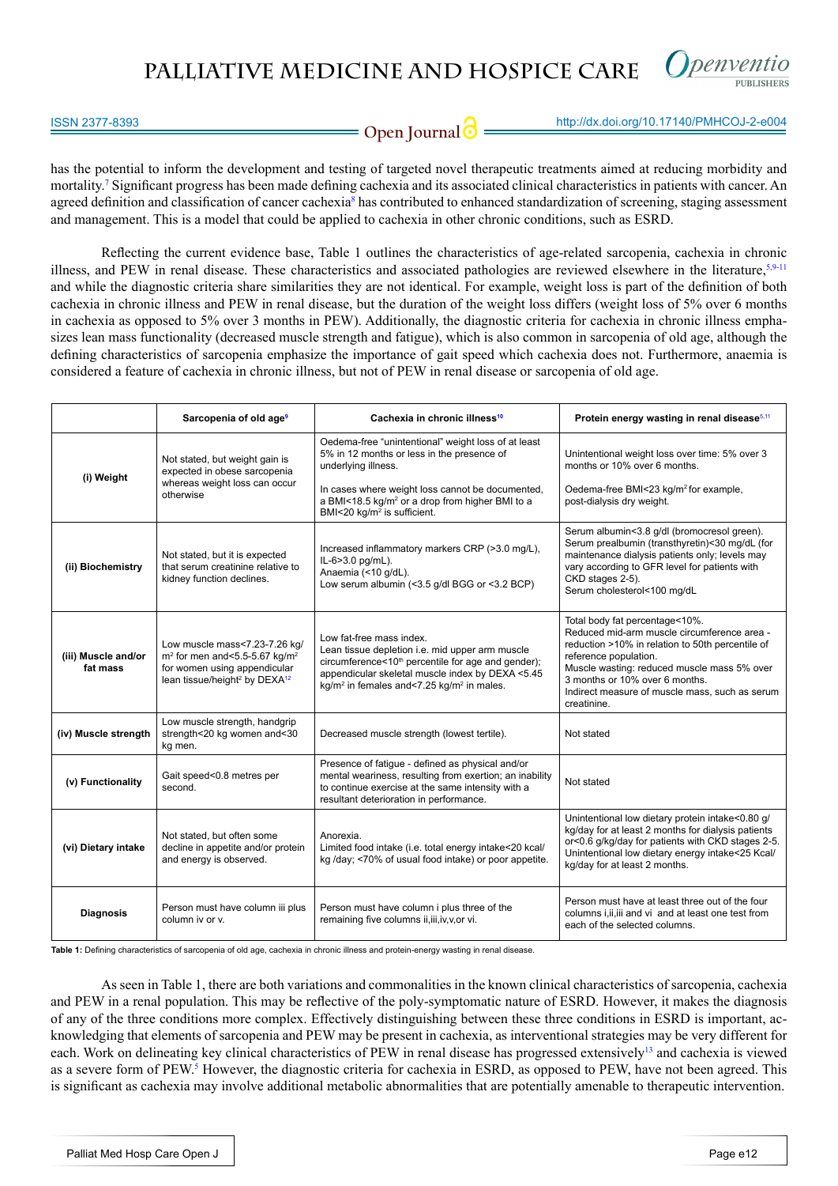has the potential to inform the development and testing of targeted novel therapeutic treatments aimed at reducing morbidity and mortality.[7] Significant progress has been made defining cachexia and its associated clinical characteristics in patients with cancer. An agreed definition and classification of cancer cachexia[8] has contributed to enhanced standardization of screening, staging assessment and management. This is a model that could be applied to cachexia in other chronic conditions, such as ESRD.

Reflecting the current evidence base, Table 1 outlines the characteristics of age-related sarcopenia, cachexia in chronic illness, and PEW in renal disease. These characteristics and associated pathologies are reviewed elsewhere in the literature,[5,9-11] and while the diagnostic criteria share similarities they are not identical. For example, weight loss is part of the definition of both cachexia in chronic illness and PEW in renal disease, but the duration of the weight loss differs (weight loss of 5% over 6 months in cachexia as opposed to 5% over 3 months in PEW). Additionally, the diagnostic criteria for cachexia in chronic illness emphasizes lean mass functionality (decreased muscle strength and fatigue), which is also common in sarcopenia of old age, although the defining characteristics of sarcopenia emphasize the importance of gait speed which cachexia does not. Furthermore, anaemia is considered a feature of cachexia in chronic illness, but not of PEW in renal disease or sarcopenia of old age.

| | Sarcopenia of old age[9] | Cachexia in chronic illness[10] | Protein energy wasting in renal disease[5,11] |
|---|---|---|---|
| **(i) Weight** | Not stated, but weight gain is expected in obese sarcopenia whereas weight loss can occur otherwise | Oedema-free "unintentional" weight loss of at least 5% in 12 months or less in the presence of underlying illness. In cases where weight loss cannot be documented, a BMI<18.5 kg/m² or a drop from higher BMI to a BMI<20 kg/m² is sufficient. | Unintentional weight loss over time: 5% over 3 months or 10% over 6 months. Oedema-free BMI<23 kg/m² for example, post-dialysis dry weight. |
| **(ii) Biochemistry** | Not stated, but it is expected that serum creatinine relative to kidney function declines. | Increased inflammatory markers CRP (>3.0 mg/L), IL-6>3.0 pg/mL). Anaemia (<10 g/dL). Low serum albumin (<3.5 g/dl BGG or <3.2 BCP) | Serum albumin<3.8 g/dl (bromocresol green). Serum prealbumin (transthyretin)<30 mg/dL (for maintenance dialysis patients only; levels may vary according to GFR level for patients with CKD stages 2-5). Serum cholesterol<100 mg/dL |
| **(iii) Muscle and/or fat mass** | Low muscle mass<7.23-7.26 kg/m² for men and<5.5-5.67 kg/m² for women using appendicular lean tissue/height² by DEXA[12] | Low fat-free mass index. Lean tissue depletion i.e. mid upper arm muscle circumference<10th percentile for age and gender); appendicular skeletal muscle index by DEXA <5.45 kg/m² in females and<7.25 kg/m² in males. | Total body fat percentage<10%. Reduced mid-arm muscle circumference area - reduction >10% in relation to 50th percentile of reference population. Muscle wasting: reduced muscle mass 5% over 3 months or 10% over 6 months. Indirect measure of muscle mass, such as serum creatinine. |
| **(iv) Muscle strength** | Low muscle strength, handgrip strength<20 kg women and<30 kg men. | Decreased muscle strength (lowest tertile). | Not stated |
| **(v) Functionality** | Gait speed<0.8 metres per second. | Presence of fatigue - defined as physical and/or mental weariness, resulting from exertion; an inability to continue exercise at the same intensity with a resultant deterioration in performance. | Not stated |
| **(vi) Dietary intake** | Not stated, but often some decline in appetite and/or protein and energy is observed. | Anorexia. Limited food intake (i.e. total energy intake<20 kcal/kg /day; <70% of usual food intake) or poor appetite. | Unintentional low dietary protein intake<0.80 g/kg/day for at least 2 months for dialysis patients or<0.6 g/kg/day for patients with CKD stages 2-5. Unintentional low dietary energy intake<25 Kcal/kg/day for at least 2 months. |
| **Diagnosis** | Person must have column iii plus column iv or v. | Person must have column i plus three of the remaining five columns ii,iii,iv,v,or vi. | Person must have at least three out of the four columns i,ii,iii and vi and at least one test from each of the selected columns. |

**Table 1:** Defining characteristics of sarcopenia of old age, cachexia in chronic illness and protein-energy wasting in renal disease.

As seen in Table 1, there are both variations and commonalities in the known clinical characteristics of sarcopenia, cachexia and PEW in a renal population. This may be reflective of the poly-symptomatic nature of ESRD. However, it makes the diagnosis of any of the three conditions more complex. Effectively distinguishing between these three conditions in ESRD is important, acknowledging that elements of sarcopenia and PEW may be present in cachexia, as interventional strategies may be very different for each. Work on delineating key clinical characteristics of PEW in renal disease has progressed extensively[13] and cachexia is viewed as a severe form of PEW.[5] However, the diagnostic criteria for cachexia in ESRD, as opposed to PEW, have not been agreed. This is significant as cachexia may involve additional metabolic abnormalities that are potentially amenable to therapeutic intervention.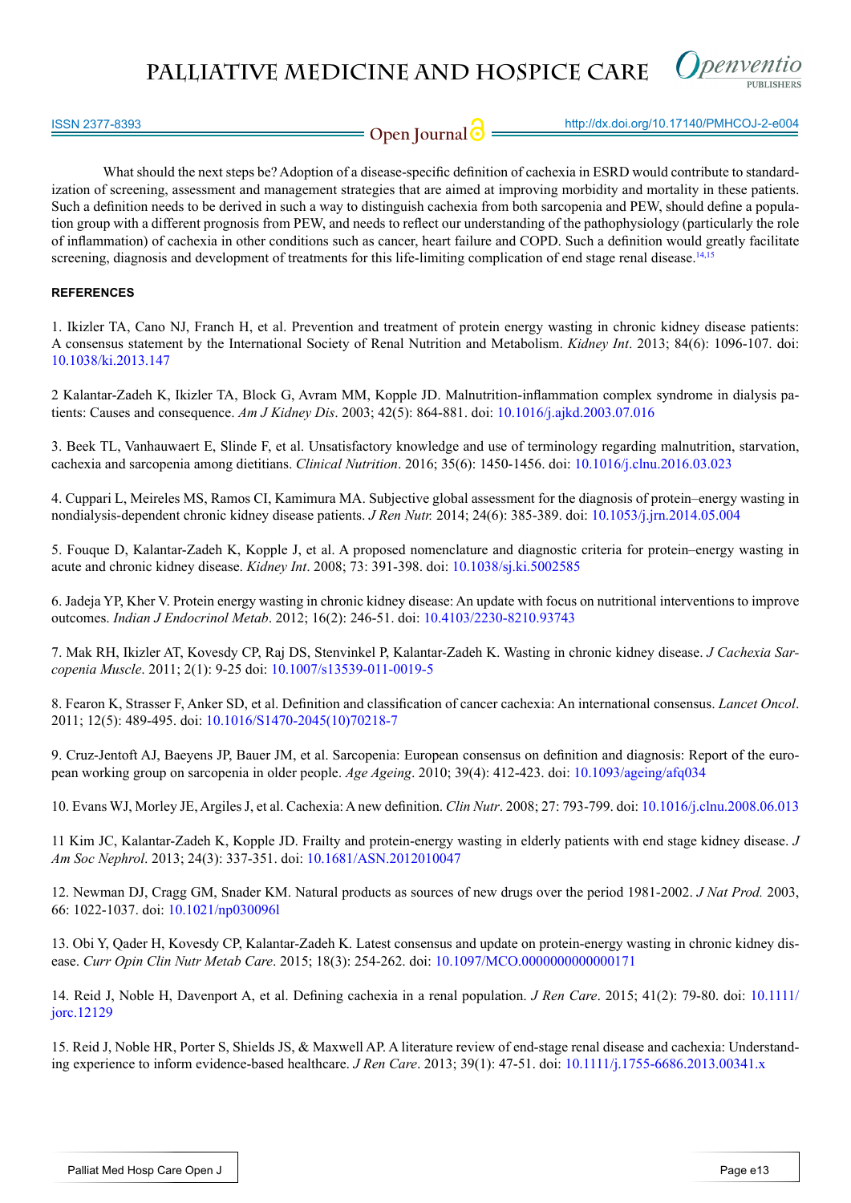What should the next steps be? Adoption of a disease-specific definition of cachexia in ESRD would contribute to standardization of screening, assessment and management strategies that are aimed at improving morbidity and mortality in these patients. Such a definition needs to be derived in such a way to distinguish cachexia from both sarcopenia and PEW, should define a population group with a different prognosis from PEW, and needs to reflect our understanding of the pathophysiology (particularly the role of inflammation) of cachexia in other conditions such as cancer, heart failure and COPD. Such a definition would greatly facilitate screening, diagnosis and development of treatments for this life-limiting complication of end stage renal disease.[14,15]

## REFERENCES

1. Ikizler TA, Cano NJ, Franch H, et al. Prevention and treatment of protein energy wasting in chronic kidney disease patients: A consensus statement by the International Society of Renal Nutrition and Metabolism. *Kidney Int*. 2013; 84(6): 1096-107. doi: 10.1038/ki.2013.147

2 Kalantar-Zadeh K, Ikizler TA, Block G, Avram MM, Kopple JD. Malnutrition-inflammation complex syndrome in dialysis patients: Causes and consequence. *Am J Kidney Dis*. 2003; 42(5): 864-881. doi: 10.1016/j.ajkd.2003.07.016

3. Beek TL, Vanhauwaert E, Slinde F, et al. Unsatisfactory knowledge and use of terminology regarding malnutrition, starvation, cachexia and sarcopenia among dietitians. *Clinical Nutrition*. 2016; 35(6): 1450-1456. doi: 10.1016/j.clnu.2016.03.023

4. Cuppari L, Meireles MS, Ramos CI, Kamimura MA. Subjective global assessment for the diagnosis of protein–energy wasting in nondialysis-dependent chronic kidney disease patients. *J Ren Nutr.* 2014; 24(6): 385-389. doi: 10.1053/j.jrn.2014.05.004

5. Fouque D, Kalantar-Zadeh K, Kopple J, et al. A proposed nomenclature and diagnostic criteria for protein–energy wasting in acute and chronic kidney disease. *Kidney Int*. 2008; 73: 391-398. doi: 10.1038/sj.ki.5002585

6. Jadeja YP, Kher V. Protein energy wasting in chronic kidney disease: An update with focus on nutritional interventions to improve outcomes. *Indian J Endocrinol Metab*. 2012; 16(2): 246-51. doi: 10.4103/2230-8210.93743

7. Mak RH, Ikizler AT, Kovesdy CP, Raj DS, Stenvinkel P, Kalantar-Zadeh K. Wasting in chronic kidney disease. *J Cachexia Sarcopenia Muscle*. 2011; 2(1): 9-25 doi: 10.1007/s13539-011-0019-5

8. Fearon K, Strasser F, Anker SD, et al. Definition and classification of cancer cachexia: An international consensus. *Lancet Oncol*. 2011; 12(5): 489-495. doi: 10.1016/S1470-2045(10)70218-7

9. Cruz-Jentoft AJ, Baeyens JP, Bauer JM, et al. Sarcopenia: European consensus on definition and diagnosis: Report of the european working group on sarcopenia in older people. *Age Ageing*. 2010; 39(4): 412-423. doi: 10.1093/ageing/afq034

10. Evans WJ, Morley JE, Argiles J, et al. Cachexia: A new definition. *Clin Nutr*. 2008; 27: 793-799. doi: 10.1016/j.clnu.2008.06.013

11 Kim JC, Kalantar-Zadeh K, Kopple JD. Frailty and protein-energy wasting in elderly patients with end stage kidney disease. *J Am Soc Nephrol*. 2013; 24(3): 337-351. doi: 10.1681/ASN.2012010047

12. Newman DJ, Cragg GM, Snader KM. Natural products as sources of new drugs over the period 1981-2002. *J Nat Prod.* 2003, 66: 1022-1037. doi: 10.1021/np030096l

13. Obi Y, Qader H, Kovesdy CP, Kalantar-Zadeh K. Latest consensus and update on protein-energy wasting in chronic kidney disease. *Curr Opin Clin Nutr Metab Care*. 2015; 18(3): 254-262. doi: 10.1097/MCO.0000000000000171

14. Reid J, Noble H, Davenport A, et al. Defining cachexia in a renal population. *J Ren Care*. 2015; 41(2): 79-80. doi: 10.1111/jorc.12129

15. Reid J, Noble HR, Porter S, Shields JS, & Maxwell AP. A literature review of end-stage renal disease and cachexia: Understanding experience to inform evidence-based healthcare. *J Ren Care*. 2013; 39(1): 47-51. doi: 10.1111/j.1755-6686.2013.00341.x